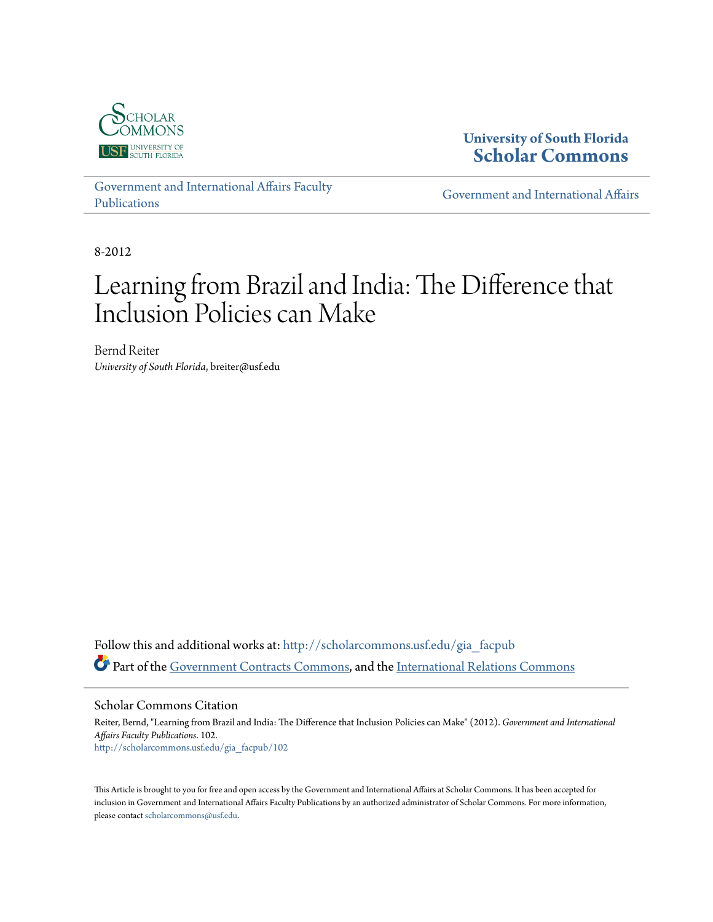University of South Florida
**Scholar Commons**

Government and International Affairs Faculty Publications

Government and International Affairs

8-2012

# Learning from Brazil and India: The Difference that Inclusion Policies can Make

Bernd Reiter
*University of South Florida*, breiter@usf.edu

Follow this and additional works at: http://scholarcommons.usf.edu/gia_facpub

Part of the Government Contracts Commons, and the International Relations Commons

## Scholar Commons Citation

Reiter, Bernd, "Learning from Brazil and India: The Difference that Inclusion Policies can Make" (2012). *Government and International Affairs Faculty Publications*. 102.
http://scholarcommons.usf.edu/gia_facpub/102

This Article is brought to you for free and open access by the Government and International Affairs at Scholar Commons. It has been accepted for inclusion in Government and International Affairs Faculty Publications by an authorized administrator of Scholar Commons. For more information, please contact scholarcommons@usf.edu.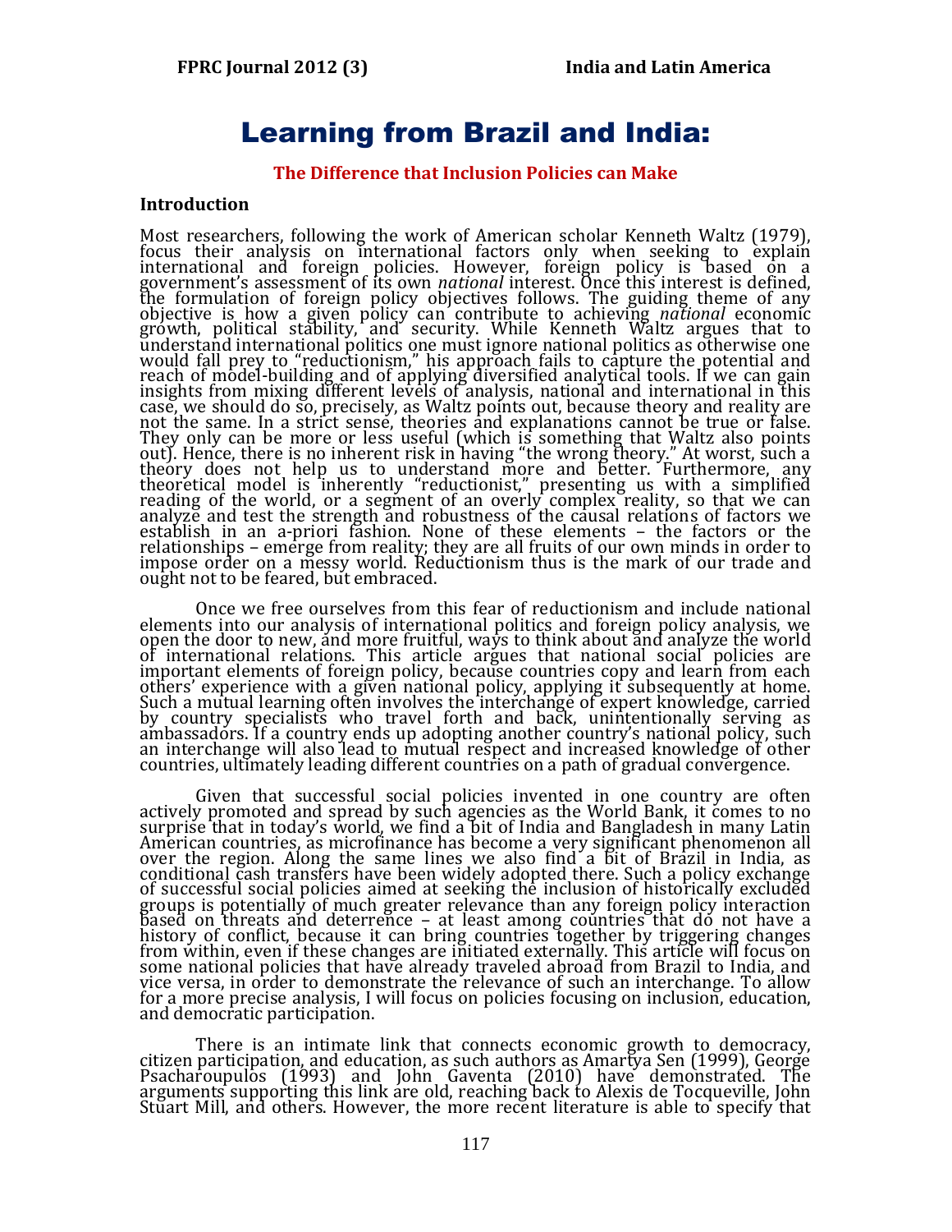# Learning from Brazil and India:

**The Difference that Inclusion Policies can Make**

## Introduction

Most researchers, following the work of American scholar Kenneth Waltz (1979), focus their analysis on international factors only when seeking to explain international and foreign policies. However, foreign policy is based on a government's assessment of its own *national* interest. Once this interest is defined, the formulation of foreign policy objectives follows. The guiding theme of any objective is how a given policy can contribute to achieving *national* economic growth, political stability, and security. While Kenneth Waltz argues that to understand international politics one must ignore national politics as otherwise one would fall prey to "reductionism," his approach fails to capture the potential and reach of model-building and of applying diversified analytical tools. If we can gain insights from mixing different levels of analysis, national and international in this case, we should do so, precisely, as Waltz points out, because theory and reality are not the same. In a strict sense, theories and explanations cannot be true or false. They only can be more or less useful (which is something that Waltz also points out). Hence, there is no inherent risk in having "the wrong theory." At worst, such a theory does not help us to understand more and better. Furthermore, any theoretical model is inherently "reductionist," presenting us with a simplified reading of the world, or a segment of an overly complex reality, so that we can analyze and test the strength and robustness of the causal relations of factors we establish in an a-priori fashion. None of these elements – the factors or the relationships – emerge from reality; they are all fruits of our own minds in order to impose order on a messy world. Reductionism thus is the mark of our trade and ought not to be feared, but embraced.

Once we free ourselves from this fear of reductionism and include national elements into our analysis of international politics and foreign policy analysis, we open the door to new, and more fruitful, ways to think about and analyze the world of international relations. This article argues that national social policies are important elements of foreign policy, because countries copy and learn from each others' experience with a given national policy, applying it subsequently at home. Such a mutual learning often involves the interchange of expert knowledge, carried by country specialists who travel forth and back, unintentionally serving as ambassadors. If a country ends up adopting another country's national policy, such an interchange will also lead to mutual respect and increased knowledge of other countries, ultimately leading different countries on a path of gradual convergence.

Given that successful social policies invented in one country are often actively promoted and spread by such agencies as the World Bank, it comes to no surprise that in today's world, we find a bit of India and Bangladesh in many Latin American countries, as microfinance has become a very significant phenomenon all over the region. Along the same lines we also find a bit of Brazil in India, as conditional cash transfers have been widely adopted there. Such a policy exchange of successful social policies aimed at seeking the inclusion of historically excluded groups is potentially of much greater relevance than any foreign policy interaction based on threats and deterrence – at least among countries that do not have a history of conflict, because it can bring countries together by triggering changes from within, even if these changes are initiated externally. This article will focus on some national policies that have already traveled abroad from Brazil to India, and vice versa, in order to demonstrate the relevance of such an interchange. To allow for a more precise analysis, I will focus on policies focusing on inclusion, education, and democratic participation.

There is an intimate link that connects economic growth to democracy, citizen participation, and education, as such authors as Amartya Sen (1999), George Psacharoupulos (1993) and John Gaventa (2010) have demonstrated. The arguments supporting this link are old, reaching back to Alexis de Tocqueville, John Stuart Mill, and others. However, the more recent literature is able to specify that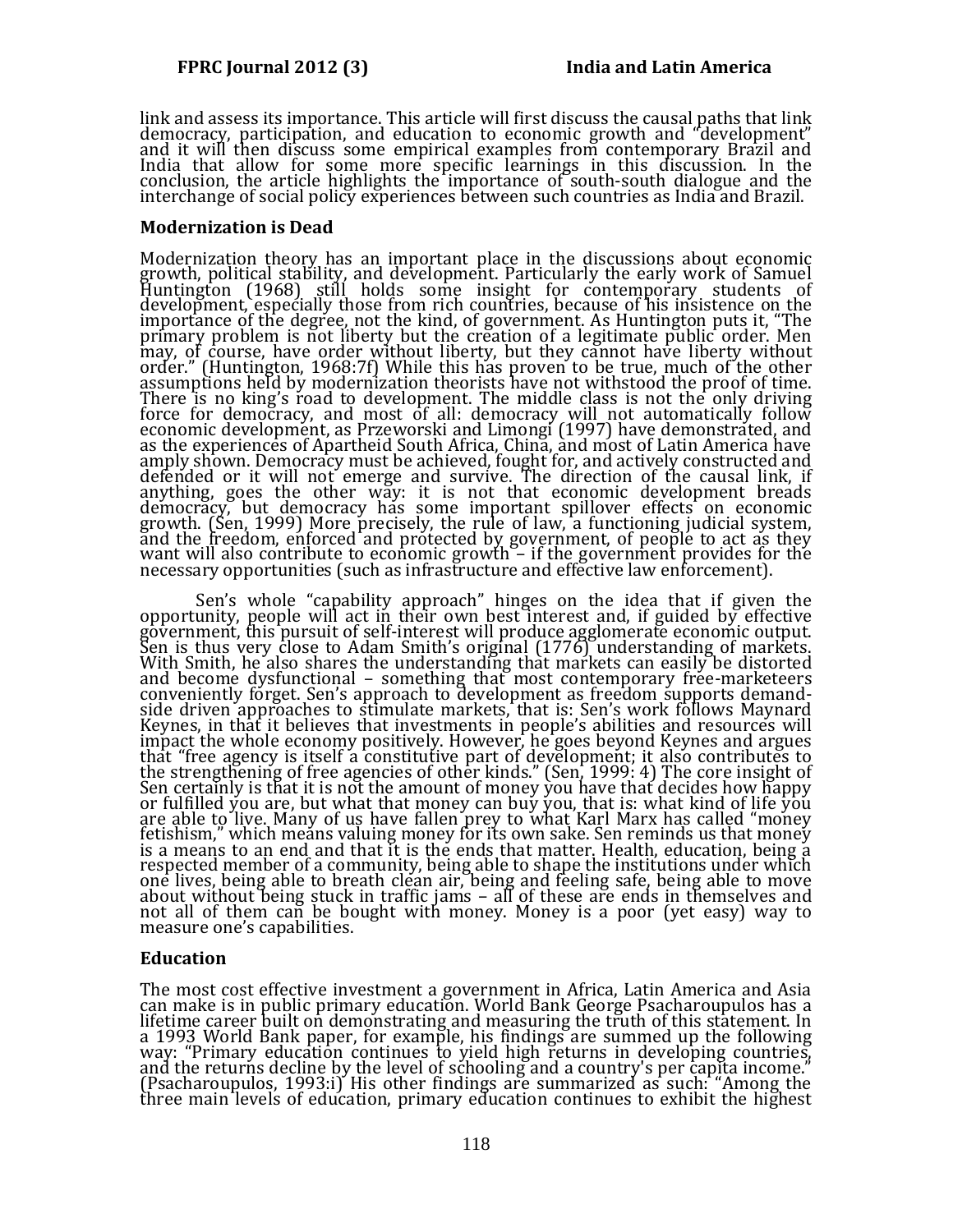link and assess its importance. This article will first discuss the causal paths that link democracy, participation, and education to economic growth and "development" and it will then discuss some empirical examples from contemporary Brazil and India that allow for some more specific learnings in this discussion. In the conclusion, the article highlights the importance of south-south dialogue and the interchange of social policy experiences between such countries as India and Brazil.

## Modernization is Dead

Modernization theory has an important place in the discussions about economic growth, political stability, and development. Particularly the early work of Samuel Huntington (1968) still holds some insight for contemporary students of development, especially those from rich countries, because of his insistence on the importance of the degree, not the kind, of government. As Huntington puts it, "The primary problem is not liberty but the creation of a legitimate public order. Men may, of course, have order without liberty, but they cannot have liberty without order." (Huntington, 1968:7f) While this has proven to be true, much of the other assumptions held by modernization theorists have not withstood the proof of time. There is no king's road to development. The middle class is not the only driving force for democracy, and most of all: democracy will not automatically follow economic development, as Przeworski and Limongi (1997) have demonstrated, and as the experiences of Apartheid South Africa, China, and most of Latin America have amply shown. Democracy must be achieved, fought for, and actively constructed and defended or it will not emerge and survive. The direction of the causal link, if anything, goes the other way: it is not that economic development breads democracy, but democracy has some important spillover effects on economic growth. (Sen, 1999) More precisely, the rule of law, a functioning judicial system, and the freedom, enforced and protected by government, of people to act as they want will also contribute to economic growth – if the government provides for the necessary opportunities (such as infrastructure and effective law enforcement).

Sen's whole "capability approach" hinges on the idea that if given the opportunity, people will act in their own best interest and, if guided by effective government, this pursuit of self-interest will produce agglomerate economic output. Sen is thus very close to Adam Smith's original (1776) understanding of markets. With Smith, he also shares the understanding that markets can easily be distorted and become dysfunctional – something that most contemporary free-marketeers conveniently forget. Sen's approach to development as freedom supports demand-side driven approaches to stimulate markets, that is: Sen's work follows Maynard Keynes, in that it believes that investments in people's abilities and resources will impact the whole economy positively. However, he goes beyond Keynes and argues that "free agency is itself a constitutive part of development; it also contributes to the strengthening of free agencies of other kinds." (Sen, 1999: 4) The core insight of Sen certainly is that it is not the amount of money you have that decides how happy or fulfilled you are, but what that money can buy you, that is: what kind of life you are able to live. Many of us have fallen prey to what Karl Marx has called "money fetishism," which means valuing money for its own sake. Sen reminds us that money is a means to an end and that it is the ends that matter. Health, education, being a respected member of a community, being able to shape the institutions under which one lives, being able to breath clean air, being and feeling safe, being able to move about without being stuck in traffic jams – all of these are ends in themselves and not all of them can be bought with money. Money is a poor (yet easy) way to measure one's capabilities.

## Education

The most cost effective investment a government in Africa, Latin America and Asia can make is in public primary education. World Bank George Psacharoupulos has a lifetime career built on demonstrating and measuring the truth of this statement. In a 1993 World Bank paper, for example, his findings are summed up the following way: "Primary education continues to yield high returns in developing countries, and the returns decline by the level of schooling and a country's per capita income." (Psacharoupulos, 1993:i) His other findings are summarized as such: "Among the three main levels of education, primary education continues to exhibit the highest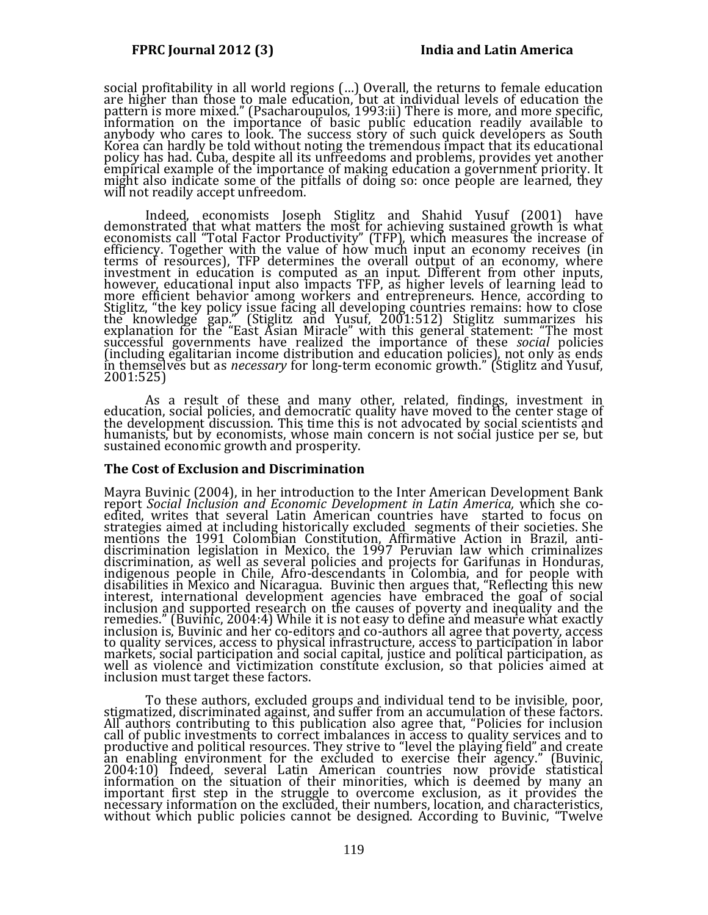social profitability in all world regions (…) Overall, the returns to female education are higher than those to male education, but at individual levels of education the pattern is more mixed." (Psacharoupulos, 1993:ii) There is more, and more specific, information on the importance of basic public education readily available to anybody who cares to look. The success story of such quick developers as South Korea can hardly be told without noting the tremendous impact that its educational policy has had. Cuba, despite all its unfreedoms and problems, provides yet another empirical example of the importance of making education a government priority. It might also indicate some of the pitfalls of doing so: once people are learned, they will not readily accept unfreedom.

Indeed, economists Joseph Stiglitz and Shahid Yusuf (2001) have demonstrated that what matters the most for achieving sustained growth is what economists call "Total Factor Productivity" (TFP), which measures the increase of efficiency. Together with the value of how much input an economy receives (in terms of resources), TFP determines the overall output of an economy, where investment in education is computed as an input. Different from other inputs, however, educational input also impacts TFP, as higher levels of learning lead to more efficient behavior among workers and entrepreneurs. Hence, according to Stiglitz, "the key policy issue facing all developing countries remains: how to close the knowledge gap." (Stiglitz and Yusuf, 2001:512) Stiglitz summarizes his explanation for the "East Asian Miracle" with this general statement: "The most successful governments have realized the importance of these *social* policies (including egalitarian income distribution and education policies), not only as ends in themselves but as *necessary* for long-term economic growth." (Stiglitz and Yusuf, 2001:525)

As a result of these and many other, related, findings, investment in education, social policies, and democratic quality have moved to the center stage of the development discussion. This time this is not advocated by social scientists and humanists, but by economists, whose main concern is not social justice per se, but sustained economic growth and prosperity.

### The Cost of Exclusion and Discrimination

Mayra Buvinic (2004), in her introduction to the Inter American Development Bank report *Social Inclusion and Economic Development in Latin America,* which she co-edited, writes that several Latin American countries have started to focus on strategies aimed at including historically excluded segments of their societies. She mentions the 1991 Colombian Constitution, Affirmative Action in Brazil, anti-discrimination legislation in Mexico, the 1997 Peruvian law which criminalizes discrimination, as well as several policies and projects for Garifunas in Honduras, indigenous people in Chile, Afro-descendants in Colombia, and for people with disabilities in Mexico and Nicaragua. Buvinic then argues that, "Reflecting this new interest, international development agencies have embraced the goal of social inclusion and supported research on the causes of poverty and inequality and the remedies." (Buvinic, 2004:4) While it is not easy to define and measure what exactly inclusion is, Buvinic and her co-editors and co-authors all agree that poverty, access to quality services, access to physical infrastructure, access to participation in labor markets, social participation and social capital, justice and political participation, as well as violence and victimization constitute exclusion, so that policies aimed at inclusion must target these factors.

To these authors, excluded groups and individual tend to be invisible, poor, stigmatized, discriminated against, and suffer from an accumulation of these factors. All authors contributing to this publication also agree that, "Policies for inclusion call of public investments to correct imbalances in access to quality services and to productive and political resources. They strive to "level the playing field" and create an enabling environment for the excluded to exercise their agency." (Buvinic, 2004:10) Indeed, several Latin American countries now provide statistical information on the situation of their minorities, which is deemed by many an important first step in the struggle to overcome exclusion, as it provides the necessary information on the excluded, their numbers, location, and characteristics, without which public policies cannot be designed. According to Buvinic, "Twelve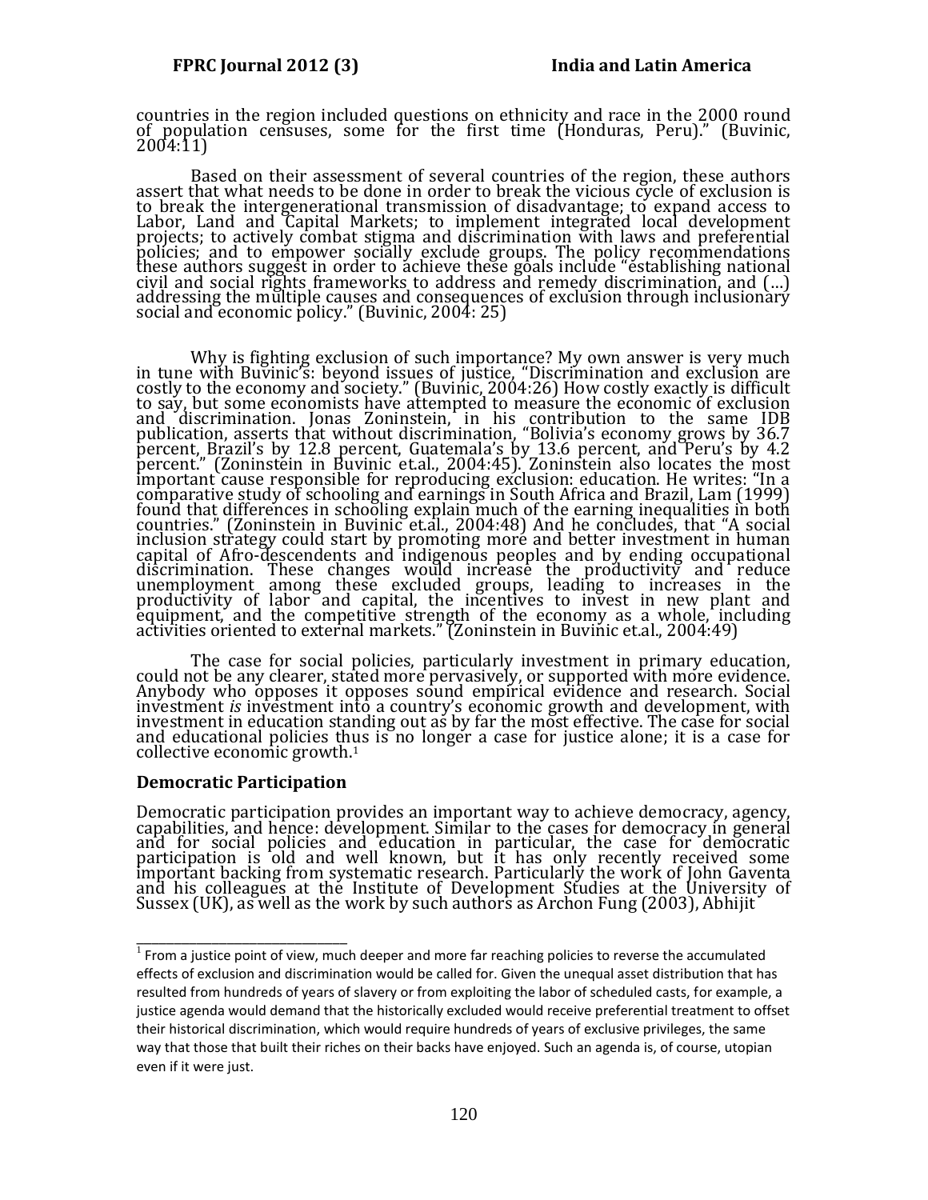countries in the region included questions on ethnicity and race in the 2000 round of population censuses, some for the first time (Honduras, Peru)." (Buvinic, 2004:11)

Based on their assessment of several countries of the region, these authors assert that what needs to be done in order to break the vicious cycle of exclusion is to break the intergenerational transmission of disadvantage; to expand access to Labor, Land and Capital Markets; to implement integrated local development projects; to actively combat stigma and discrimination with laws and preferential policies; and to empower socially exclude groups. The policy recommendations these authors suggest in order to achieve these goals include "establishing national civil and social rights frameworks to address and remedy discrimination, and (…) addressing the multiple causes and consequences of exclusion through inclusionary social and economic policy." (Buvinic, 2004: 25)

Why is fighting exclusion of such importance? My own answer is very much in tune with Buvinic's: beyond issues of justice, "Discrimination and exclusion are costly to the economy and society." (Buvinic, 2004:26) How costly exactly is difficult to say, but some economists have attempted to measure the economic of exclusion and discrimination. Jonas Zoninstein, in his contribution to the same IDB publication, asserts that without discrimination, "Bolivia's economy grows by 36.7 percent, Brazil's by 12.8 percent, Guatemala's by 13.6 percent, and Peru's by 4.2 percent." (Zoninstein in Buvinic et.al., 2004:45). Zoninstein also locates the most important cause responsible for reproducing exclusion: education. He writes: "In a comparative study of schooling and earnings in South Africa and Brazil, Lam (1999) found that differences in schooling explain much of the earning inequalities in both countries." (Zoninstein in Buvinic et.al., 2004:48) And he concludes, that "A social inclusion strategy could start by promoting more and better investment in human capital of Afro-descendents and indigenous peoples and by ending occupational discrimination. These changes would increase the productivity and reduce unemployment among these excluded groups, leading to increases in the productivity of labor and capital, the incentives to invest in new plant and equipment, and the competitive strength of the economy as a whole, including activities oriented to external markets." (Zoninstein in Buvinic et.al., 2004:49)

The case for social policies, particularly investment in primary education, could not be any clearer, stated more pervasively, or supported with more evidence. Anybody who opposes it opposes sound empirical evidence and research. Social investment *is* investment into a country's economic growth and development, with investment in education standing out as by far the most effective. The case for social and educational policies thus is no longer a case for justice alone; it is a case for collective economic growth.[1]

### Democratic Participation

Democratic participation provides an important way to achieve democracy, agency, capabilities, and hence: development. Similar to the cases for democracy in general and for social policies and education in particular, the case for democratic participation is old and well known, but it has only recently received some important backing from systematic research. Particularly the work of John Gaventa and his colleagues at the Institute of Development Studies at the University of Sussex (UK), as well as the work by such authors as Archon Fung (2003), Abhijit

---

[1] From a justice point of view, much deeper and more far reaching policies to reverse the accumulated effects of exclusion and discrimination would be called for. Given the unequal asset distribution that has resulted from hundreds of years of slavery or from exploiting the labor of scheduled casts, for example, a justice agenda would demand that the historically excluded would receive preferential treatment to offset their historical discrimination, which would require hundreds of years of exclusive privileges, the same way that those that built their riches on their backs have enjoyed. Such an agenda is, of course, utopian even if it were just.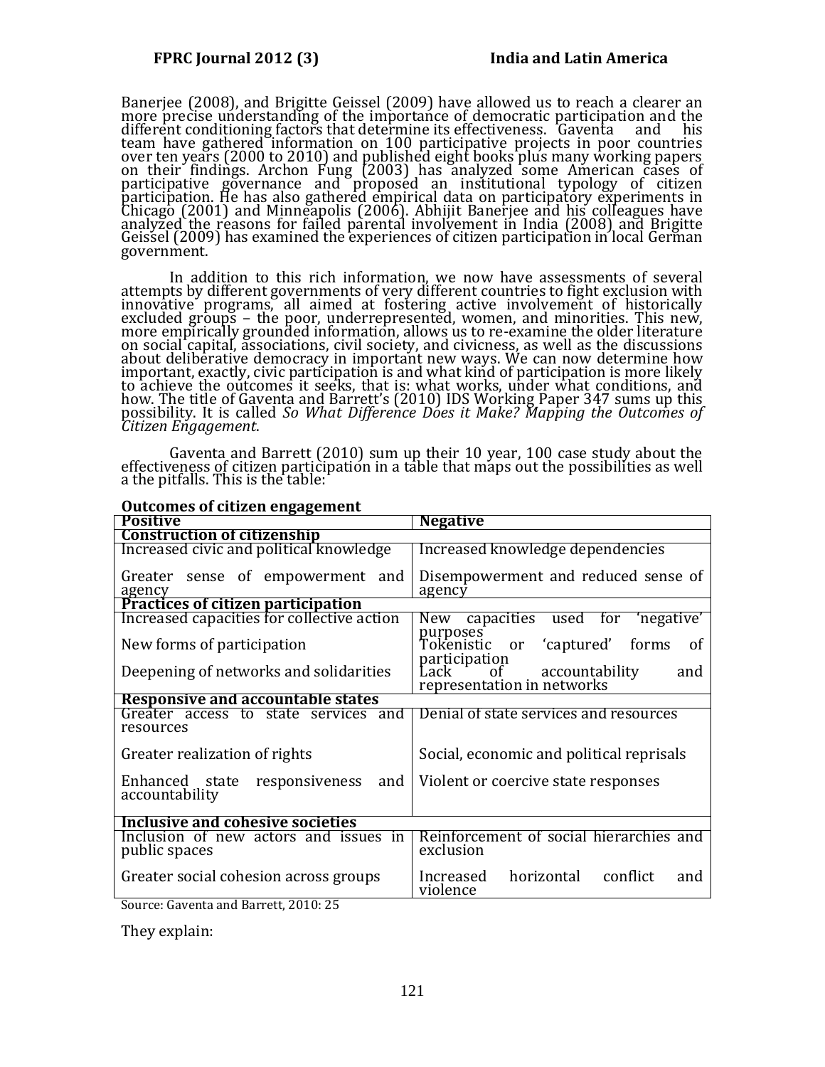Banerjee (2008), and Brigitte Geissel (2009) have allowed us to reach a clearer an more precise understanding of the importance of democratic participation and the different conditioning factors that determine its effectiveness. Gaventa and his team have gathered information on 100 participative projects in poor countries over ten years (2000 to 2010) and published eight books plus many working papers on their findings. Archon Fung (2003) has analyzed some American cases of participative governance and proposed an institutional typology of citizen participation. He has also gathered empirical data on participatory experiments in Chicago (2001) and Minneapolis (2006). Abhijit Banerjee and his colleagues have analyzed the reasons for failed parental involvement in India (2008) and Brigitte Geissel (2009) has examined the experiences of citizen participation in local German government.

In addition to this rich information, we now have assessments of several attempts by different governments of very different countries to fight exclusion with innovative programs, all aimed at fostering active involvement of historically excluded groups – the poor, underrepresented, women, and minorities. This new, more empirically grounded information, allows us to re-examine the older literature on social capital, associations, civil society, and civicness, as well as the discussions about deliberative democracy in important new ways. We can now determine how important, exactly, civic participation is and what kind of participation is more likely to achieve the outcomes it seeks, that is: what works, under what conditions, and how. The title of Gaventa and Barrett's (2010) IDS Working Paper 347 sums up this possibility. It is called *So What Difference Does it Make? Mapping the Outcomes of Citizen Engagement*.

Gaventa and Barrett (2010) sum up their 10 year, 100 case study about the effectiveness of citizen participation in a table that maps out the possibilities as well a the pitfalls. This is the table:

**Outcomes of citizen engagement**

| Positive | Negative |
|---|---|
| **Construction of citizenship** | |
| Increased civic and political knowledge | Increased knowledge dependencies |
| Greater sense of empowerment and agency | Disempowerment and reduced sense of agency |
| **Practices of citizen participation** | |
| Increased capacities for collective action | New capacities used for 'negative' purposes |
| New forms of participation | Tokenistic or 'captured' forms of participation |
| Deepening of networks and solidarities | Lack of accountability and representation in networks |
| **Responsive and accountable states** | |
| Greater access to state services and resources | Denial of state services and resources |
| Greater realization of rights | Social, economic and political reprisals |
| Enhanced state responsiveness and accountability | Violent or coercive state responses |
| **Inclusive and cohesive societies** | |
| Inclusion of new actors and issues in public spaces | Reinforcement of social hierarchies and exclusion |
| Greater social cohesion across groups | Increased horizontal conflict and violence |

Source: Gaventa and Barrett, 2010: 25

They explain: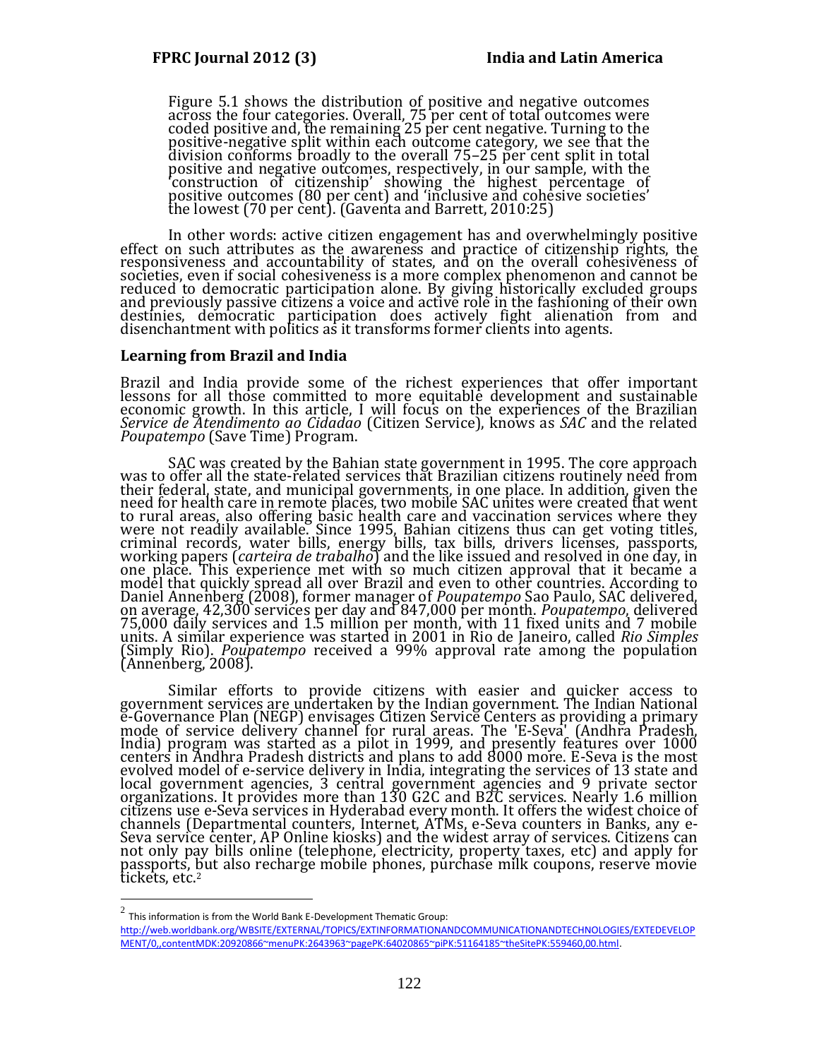> Figure 5.1 shows the distribution of positive and negative outcomes across the four categories. Overall, 75 per cent of total outcomes were coded positive and, the remaining 25 per cent negative. Turning to the positive-negative split within each outcome category, we see that the division conforms broadly to the overall 75–25 per cent split in total positive and negative outcomes, respectively, in our sample, with the 'construction of citizenship' showing the highest percentage of positive outcomes (80 per cent) and 'inclusive and cohesive societies' the lowest (70 per cent). (Gaventa and Barrett, 2010:25)

In other words: active citizen engagement has and overwhelmingly positive effect on such attributes as the awareness and practice of citizenship rights, the responsiveness and accountability of states, and on the overall cohesiveness of societies, even if social cohesiveness is a more complex phenomenon and cannot be reduced to democratic participation alone. By giving historically excluded groups and previously passive citizens a voice and active role in the fashioning of their own destinies, democratic participation does actively fight alienation from and disenchantment with politics as it transforms former clients into agents.

## Learning from Brazil and India

Brazil and India provide some of the richest experiences that offer important lessons for all those committed to more equitable development and sustainable economic growth. In this article, I will focus on the experiences of the Brazilian *Service de Atendimento ao Cidadao* (Citizen Service), knows as *SAC* and the related *Poupatempo* (Save Time) Program.

SAC was created by the Bahian state government in 1995. The core approach was to offer all the state-related services that Brazilian citizens routinely need from their federal, state, and municipal governments, in one place. In addition, given the need for health care in remote places, two mobile SAC unites were created that went to rural areas, also offering basic health care and vaccination services where they were not readily available. Since 1995, Bahian citizens thus can get voting titles, criminal records, water bills, energy bills, tax bills, drivers licenses, passports, working papers (*carteira de trabalho*) and the like issued and resolved in one day, in one place. This experience met with so much citizen approval that it became a model that quickly spread all over Brazil and even to other countries. According to Daniel Annenberg (2008), former manager of *Poupatempo* Sao Paulo, SAC delivered, on average, 42,300 services per day and 847,000 per month. *Poupatempo*, delivered 75,000 daily services and 1.5 million per month, with 11 fixed units and 7 mobile units. A similar experience was started in 2001 in Rio de Janeiro, called *Rio Simples* (Simply Rio). *Poupatempo* received a 99% approval rate among the population (Annenberg, 2008).

Similar efforts to provide citizens with easier and quicker access to government services are undertaken by the Indian government. The Indian National e-Governance Plan (NEGP) envisages Citizen Service Centers as providing a primary mode of service delivery channel for rural areas. The 'E-Seva' (Andhra Pradesh, India) program was started as a pilot in 1999, and presently features over 1000 centers in Andhra Pradesh districts and plans to add 8000 more. E-Seva is the most evolved model of e-service delivery in India, integrating the services of 13 state and local government agencies, 3 central government agencies and 9 private sector organizations. It provides more than 130 G2C and B2C services. Nearly 1.6 million citizens use e-Seva services in Hyderabad every month. It offers the widest choice of channels (Departmental counters, Internet, ATMs, e-Seva counters in Banks, any e-Seva service center, AP Online kiosks) and the widest array of services. Citizens can not only pay bills online (telephone, electricity, property taxes, etc) and apply for passports, but also recharge mobile phones, purchase milk coupons, reserve movie tickets, etc.[2]

---

[2] This information is from the World Bank E-Development Thematic Group: http://web.worldbank.org/WBSITE/EXTERNAL/TOPICS/EXTINFORMATIONANDCOMMUNICATIONANDTECHNOLOGIES/EXTEDEVELOPMENT/0,,contentMDK:20920866~menuPK:2643963~pagePK:64020865~piPK:51164185~theSitePK:559460,00.html.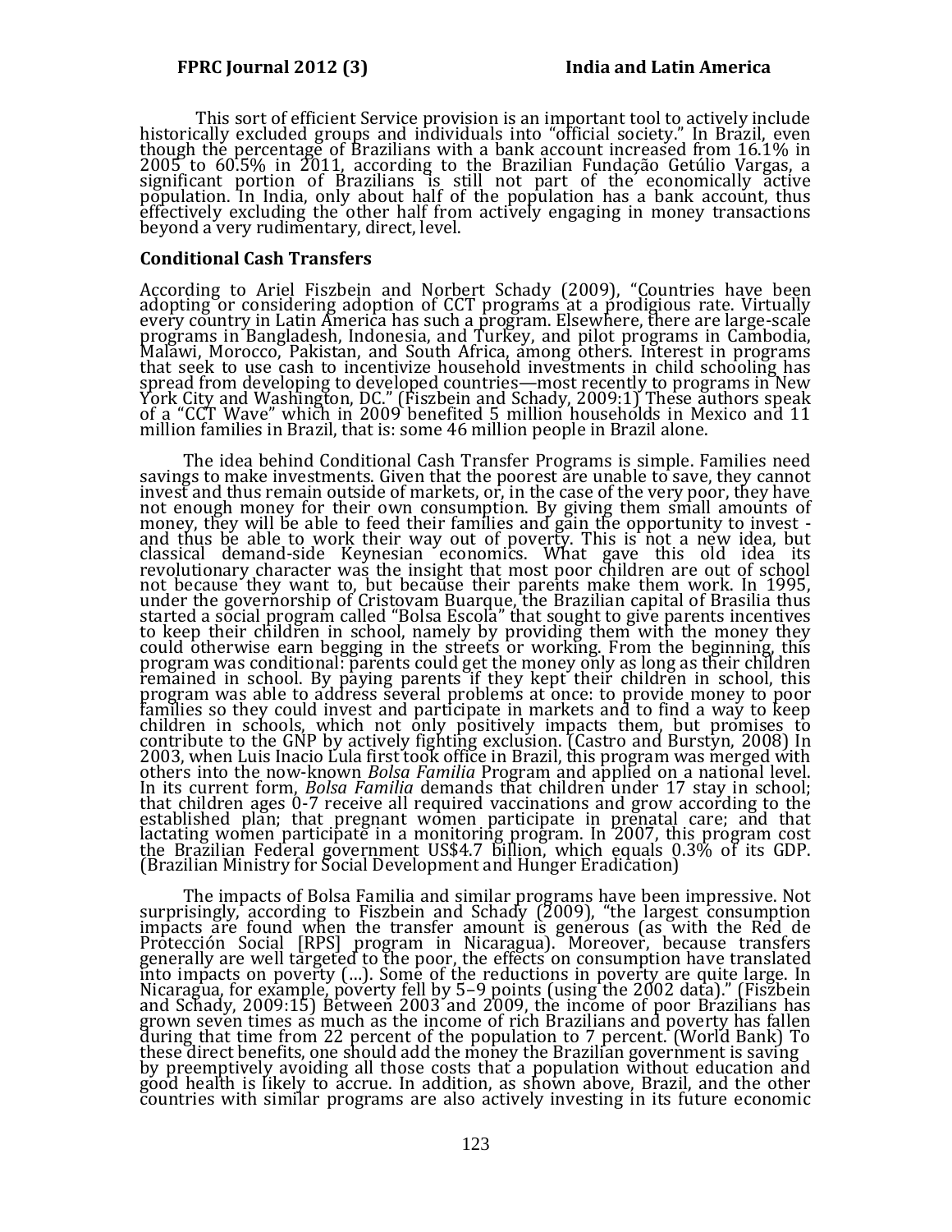This sort of efficient Service provision is an important tool to actively include historically excluded groups and individuals into "official society." In Brazil, even though the percentage of Brazilians with a bank account increased from 16.1% in 2005 to 60.5% in 2011, according to the Brazilian Fundação Getúlio Vargas, a significant portion of Brazilians is still not part of the economically active population. In India, only about half of the population has a bank account, thus effectively excluding the other half from actively engaging in money transactions beyond a very rudimentary, direct, level.

### Conditional Cash Transfers

According to Ariel Fiszbein and Norbert Schady (2009), "Countries have been adopting or considering adoption of CCT programs at a prodigious rate. Virtually every country in Latin America has such a program. Elsewhere, there are large-scale programs in Bangladesh, Indonesia, and Turkey, and pilot programs in Cambodia, Malawi, Morocco, Pakistan, and South Africa, among others. Interest in programs that seek to use cash to incentivize household investments in child schooling has spread from developing to developed countries—most recently to programs in New York City and Washington, DC." (Fiszbein and Schady, 2009:1) These authors speak of a "CCT Wave" which in 2009 benefited 5 million households in Mexico and 11 million families in Brazil, that is: some 46 million people in Brazil alone.

The idea behind Conditional Cash Transfer Programs is simple. Families need savings to make investments. Given that the poorest are unable to save, they cannot invest and thus remain outside of markets, or, in the case of the very poor, they have not enough money for their own consumption. By giving them small amounts of money, they will be able to feed their families and gain the opportunity to invest - and thus be able to work their way out of poverty. This is not a new idea, but classical demand-side Keynesian economics. What gave this old idea its revolutionary character was the insight that most poor children are out of school not because they want to, but because their parents make them work. In 1995, under the governorship of Cristovam Buarque, the Brazilian capital of Brasilia thus started a social program called "Bolsa Escola" that sought to give parents incentives to keep their children in school, namely by providing them with the money they could otherwise earn begging in the streets or working. From the beginning, this program was conditional: parents could get the money only as long as their children remained in school. By paying parents if they kept their children in school, this program was able to address several problems at once: to provide money to poor families so they could invest and participate in markets and to find a way to keep children in schools, which not only positively impacts them, but promises to contribute to the GNP by actively fighting exclusion. (Castro and Burstyn, 2008) In 2003, when Luis Inacio Lula first took office in Brazil, this program was merged with others into the now-known *Bolsa Familia* Program and applied on a national level. In its current form, *Bolsa Familia* demands that children under 17 stay in school; that children ages 0-7 receive all required vaccinations and grow according to the established plan; that pregnant women participate in prenatal care; and that lactating women participate in a monitoring program. In 2007, this program cost the Brazilian Federal government US$4.7 billion, which equals 0.3% of its GDP. (Brazilian Ministry for Social Development and Hunger Eradication)

The impacts of Bolsa Familia and similar programs have been impressive. Not surprisingly, according to Fiszbein and Schady (2009), "the largest consumption impacts are found when the transfer amount is generous (as with the Red de Protección Social [RPS] program in Nicaragua). Moreover, because transfers generally are well targeted to the poor, the effects on consumption have translated into impacts on poverty (...). Some of the reductions in poverty are quite large. In Nicaragua, for example, poverty fell by 5–9 points (using the 2002 data)." (Fiszbein and Schady, 2009:15) Between 2003 and 2009, the income of poor Brazilians has grown seven times as much as the income of rich Brazilians and poverty has fallen during that time from 22 percent of the population to 7 percent. (World Bank) To these direct benefits, one should add the money the Brazilian government is saving by preemptively avoiding all those costs that a population without education and good health is likely to accrue. In addition, as shown above, Brazil, and the other countries with similar programs are also actively investing in its future economic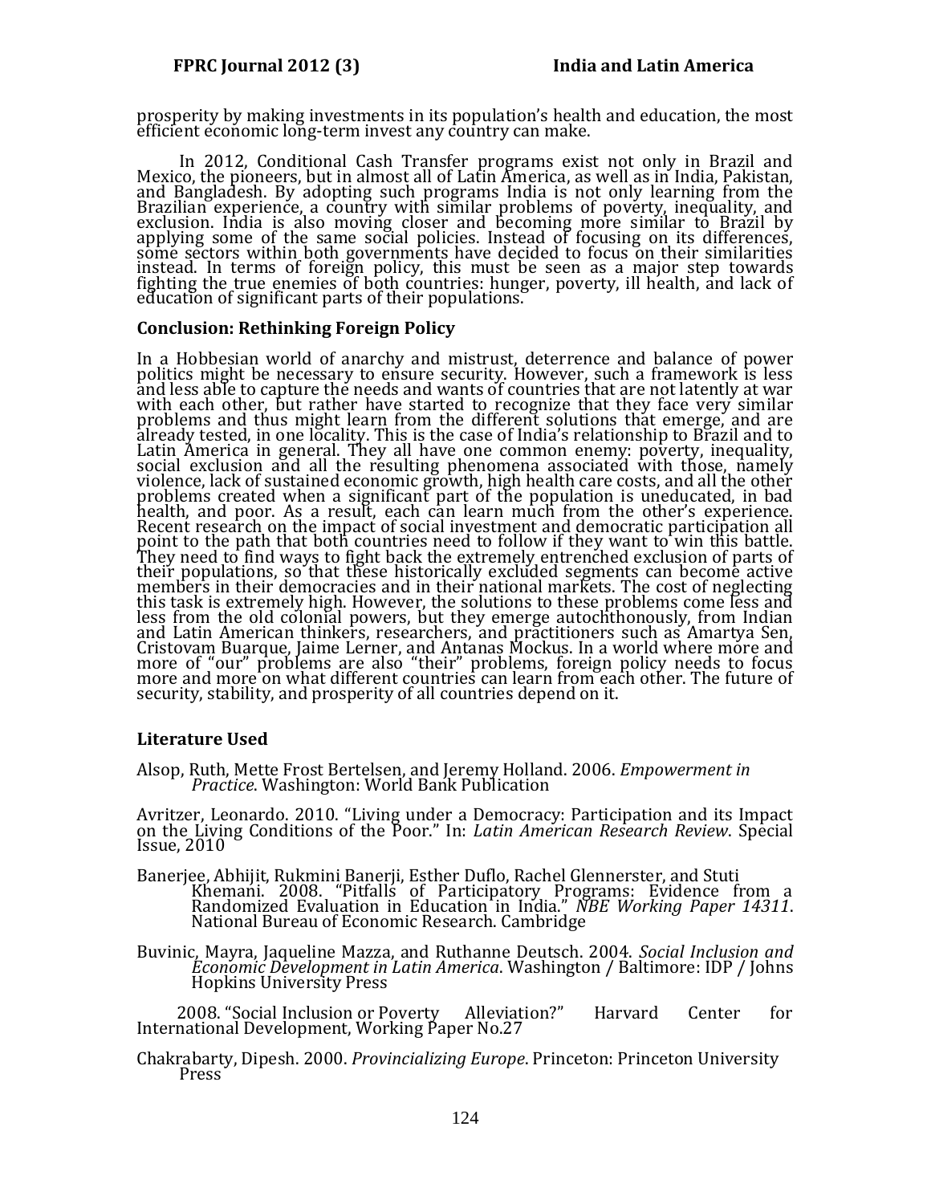prosperity by making investments in its population's health and education, the most efficient economic long-term invest any country can make.

In 2012, Conditional Cash Transfer programs exist not only in Brazil and Mexico, the pioneers, but in almost all of Latin America, as well as in India, Pakistan, and Bangladesh. By adopting such programs India is not only learning from the Brazilian experience, a country with similar problems of poverty, inequality, and exclusion. India is also moving closer and becoming more similar to Brazil by applying some of the same social policies. Instead of focusing on its differences, some sectors within both governments have decided to focus on their similarities instead. In terms of foreign policy, this must be seen as a major step towards fighting the true enemies of both countries: hunger, poverty, ill health, and lack of education of significant parts of their populations.

### Conclusion: Rethinking Foreign Policy

In a Hobbesian world of anarchy and mistrust, deterrence and balance of power politics might be necessary to ensure security. However, such a framework is less and less able to capture the needs and wants of countries that are not latently at war with each other, but rather have started to recognize that they face very similar problems and thus might learn from the different solutions that emerge, and are already tested, in one locality. This is the case of India's relationship to Brazil and to Latin America in general. They all have one common enemy: poverty, inequality, social exclusion and all the resulting phenomena associated with those, namely violence, lack of sustained economic growth, high health care costs, and all the other problems created when a significant part of the population is uneducated, in bad health, and poor. As a result, each can learn much from the other's experience. Recent research on the impact of social investment and democratic participation all point to the path that both countries need to follow if they want to win this battle. They need to find ways to fight back the extremely entrenched exclusion of parts of their populations, so that these historically excluded segments can become active members in their democracies and in their national markets. The cost of neglecting this task is extremely high. However, the solutions to these problems come less and less from the old colonial powers, but they emerge autochthonously, from Indian and Latin American thinkers, researchers, and practitioners such as Amartya Sen, Cristovam Buarque, Jaime Lerner, and Antanas Mockus. In a world where more and more of "our" problems are also "their" problems, foreign policy needs to focus more and more on what different countries can learn from each other. The future of security, stability, and prosperity of all countries depend on it.

### Literature Used

Alsop, Ruth, Mette Frost Bertelsen, and Jeremy Holland. 2006. *Empowerment in Practice*. Washington: World Bank Publication

Avritzer, Leonardo. 2010. "Living under a Democracy: Participation and its Impact on the Living Conditions of the Poor." In: *Latin American Research Review*. Special Issue, 2010

Banerjee, Abhijit, Rukmini Banerji, Esther Duflo, Rachel Glennerster, and Stuti Khemani. 2008. "Pitfalls of Participatory Programs: Evidence from a Randomized Evaluation in Education in India." *NBE Working Paper 14311*. National Bureau of Economic Research. Cambridge

Buvinic, Mayra, Jaqueline Mazza, and Ruthanne Deutsch. 2004. *Social Inclusion and Economic Development in Latin America*. Washington / Baltimore: IDP / Johns Hopkins University Press

2008. "Social Inclusion or Poverty Alleviation?" Harvard Center for International Development, Working Paper No.27

Chakrabarty, Dipesh. 2000. *Provincializing Europe*. Princeton: Princeton University Press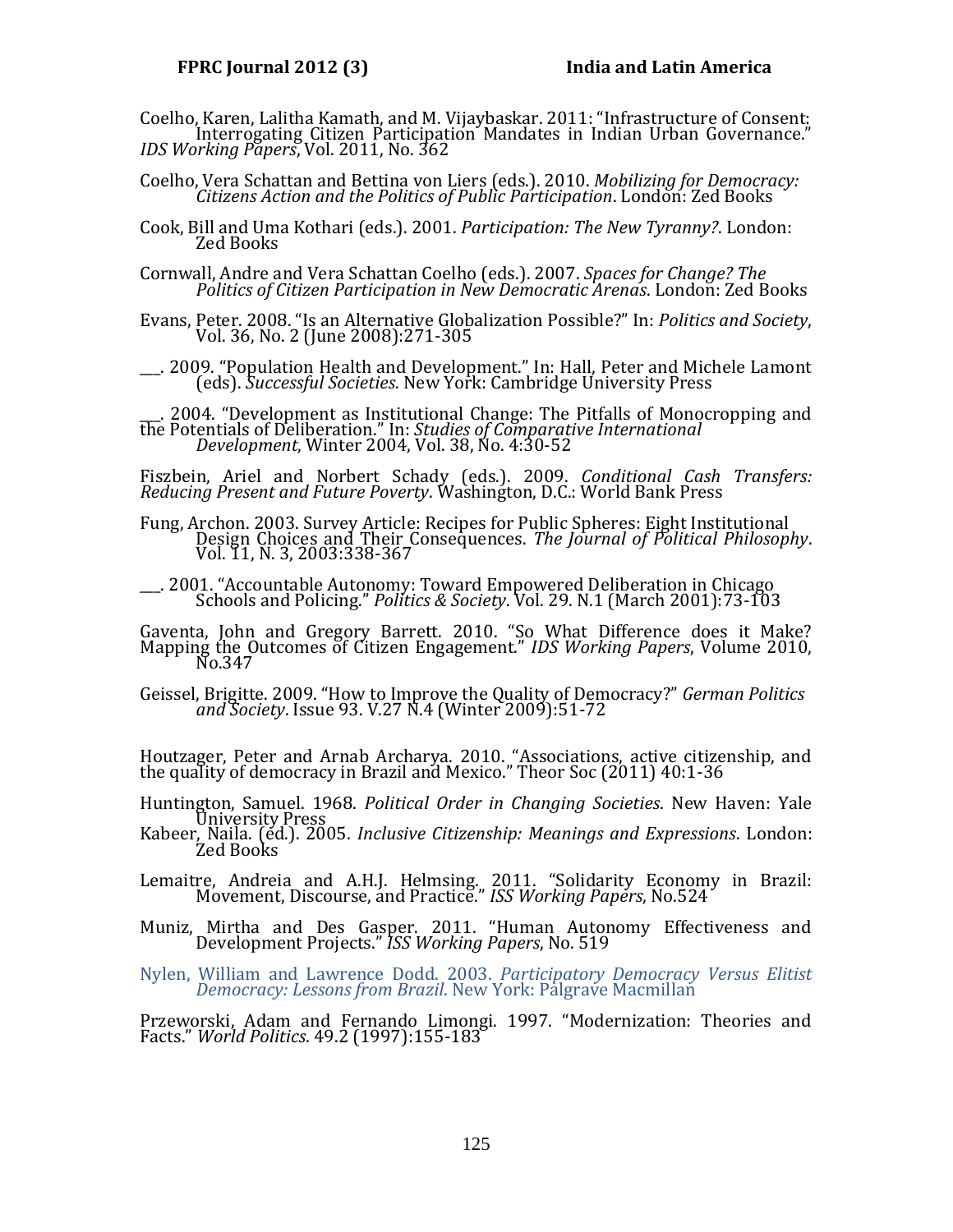Coelho, Karen, Lalitha Kamath, and M. Vijaybaskar. 2011: "Infrastructure of Consent: Interrogating Citizen Participation Mandates in Indian Urban Governance." *IDS Working Papers*, Vol. 2011, No. 362

Coelho, Vera Schattan and Bettina von Liers (eds.). 2010. *Mobilizing for Democracy: Citizens Action and the Politics of Public Participation*. London: Zed Books

Cook, Bill and Uma Kothari (eds.). 2001. *Participation: The New Tyranny?*. London: Zed Books

Cornwall, Andre and Vera Schattan Coelho (eds.). 2007. *Spaces for Change? The Politics of Citizen Participation in New Democratic Arenas*. London: Zed Books

Evans, Peter. 2008. "Is an Alternative Globalization Possible?" In: *Politics and Society*, Vol. 36, No. 2 (June 2008):271-305

___. 2009. "Population Health and Development." In: Hall, Peter and Michele Lamont (eds). *Successful Societies*. New York: Cambridge University Press

___. 2004. "Development as Institutional Change: The Pitfalls of Monocropping and the Potentials of Deliberation." In: *Studies of Comparative International Development*, Winter 2004, Vol. 38, No. 4:30-52

Fiszbein, Ariel and Norbert Schady (eds.). 2009. *Conditional Cash Transfers: Reducing Present and Future Poverty*. Washington, D.C.: World Bank Press

Fung, Archon. 2003. Survey Article: Recipes for Public Spheres: Eight Institutional Design Choices and Their Consequences. *The Journal of Political Philosophy*. Vol. 11, N. 3, 2003:338-367

___. 2001. "Accountable Autonomy: Toward Empowered Deliberation in Chicago Schools and Policing." *Politics & Society*. Vol. 29. N.1 (March 2001):73-103

Gaventa, John and Gregory Barrett. 2010. "So What Difference does it Make? Mapping the Outcomes of Citizen Engagement." *IDS Working Papers*, Volume 2010, No.347

Geissel, Brigitte. 2009. "How to Improve the Quality of Democracy?" *German Politics and Society*. Issue 93. V.27 N.4 (Winter 2009):51-72

Houtzager, Peter and Arnab Archarya. 2010. "Associations, active citizenship, and the quality of democracy in Brazil and Mexico." Theor Soc (2011) 40:1-36

Huntington, Samuel. 1968. *Political Order in Changing Societies*. New Haven: Yale University Press

Kabeer, Naila. (ed.). 2005. *Inclusive Citizenship: Meanings and Expressions*. London: Zed Books

Lemaitre, Andreia and A.H.J. Helmsing. 2011. "Solidarity Economy in Brazil: Movement, Discourse, and Practice." *ISS Working Papers*, No.524

Muniz, Mirtha and Des Gasper. 2011. "Human Autonomy Effectiveness and Development Projects." *ISS Working Papers*, No. 519

Nylen, William and Lawrence Dodd. 2003. *Participatory Democracy Versus Elitist Democracy: Lessons from Brazil*. New York: Palgrave Macmillan

Przeworski, Adam and Fernando Limongi. 1997. "Modernization: Theories and Facts." *World Politics*. 49.2 (1997):155-183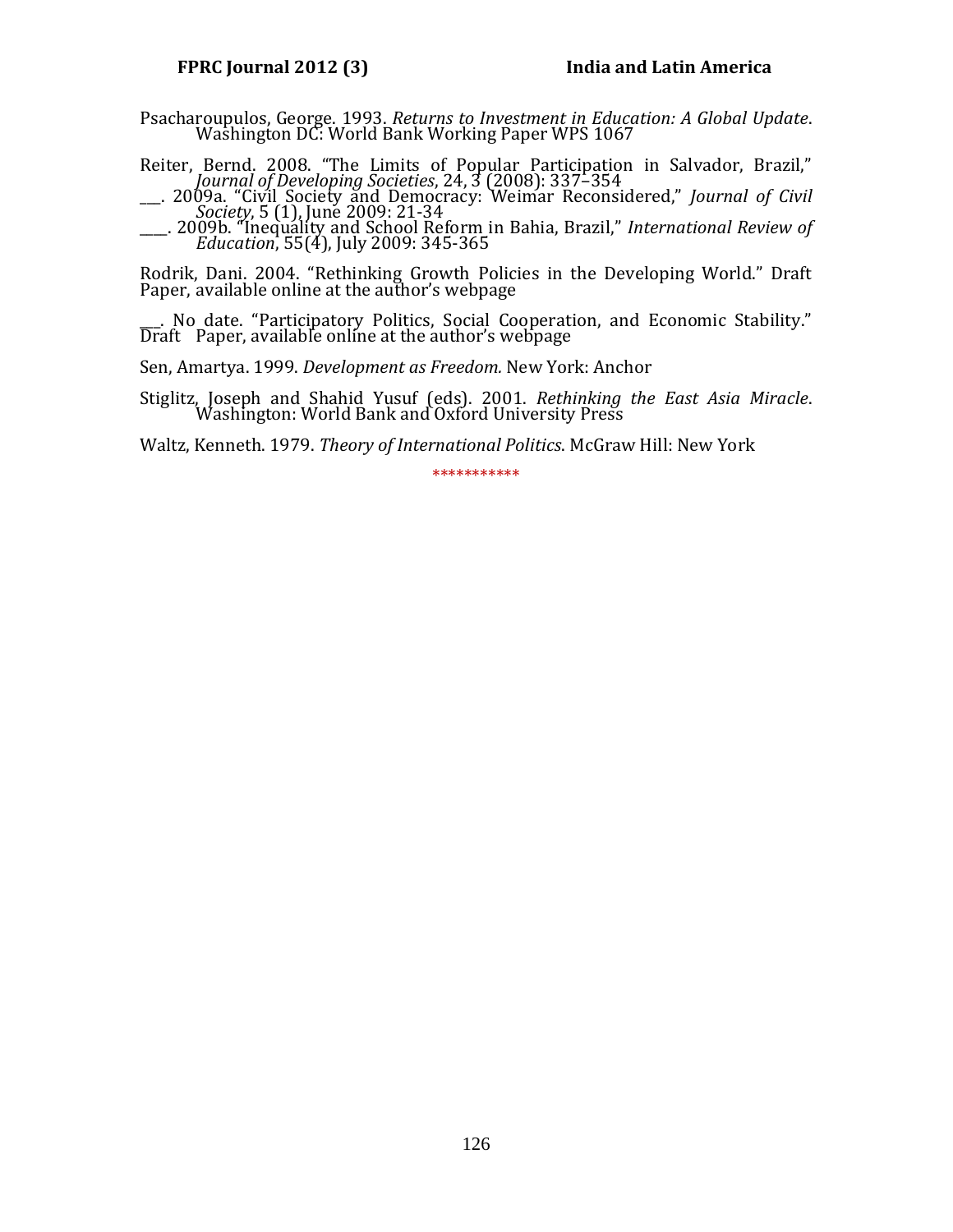Psacharoupulos, George. 1993. *Returns to Investment in Education: A Global Update*. Washington DC: World Bank Working Paper WPS 1067

Reiter, Bernd. 2008. "The Limits of Popular Participation in Salvador, Brazil," *Journal of Developing Societies*, 24, 3 (2008): 337–354

___. 2009a. "Civil Society and Democracy: Weimar Reconsidered," *Journal of Civil Society*, 5 (1), June 2009: 21-34

____. 2009b. "Inequality and School Reform in Bahia, Brazil," *International Review of Education*, 55(4), July 2009: 345-365

Rodrik, Dani. 2004. "Rethinking Growth Policies in the Developing World." Draft Paper, available online at the author's webpage

___. No date. "Participatory Politics, Social Cooperation, and Economic Stability." Draft Paper, available online at the author's webpage

Sen, Amartya. 1999. *Development as Freedom.* New York: Anchor

Stiglitz, Joseph and Shahid Yusuf (eds). 2001. *Rethinking the East Asia Miracle*. Washington: World Bank and Oxford University Press

Waltz, Kenneth. 1979. *Theory of International Politics.* McGraw Hill: New York

***********